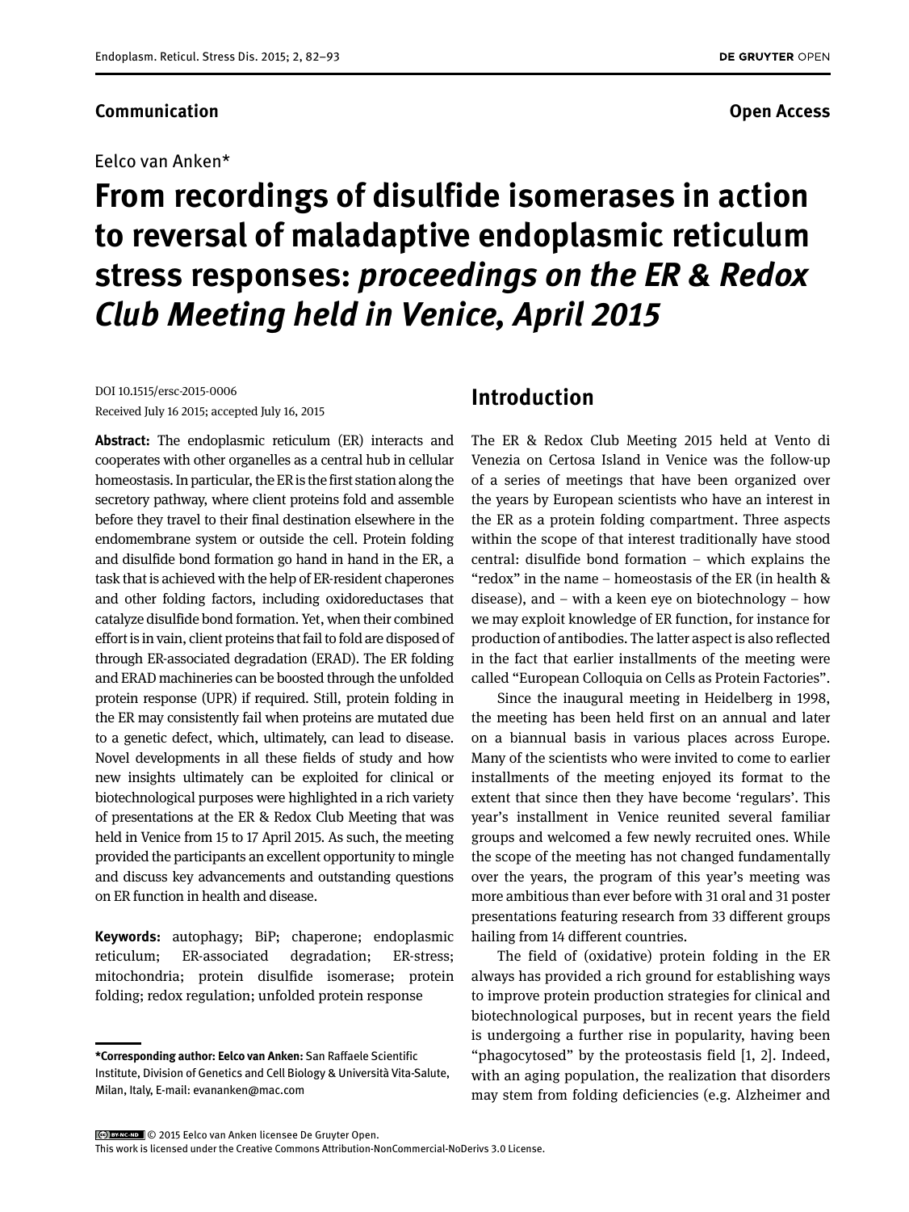**Communication** **Open Access**

Eelco van Anken*

# From recordings of disulfide isomerases in action to reversal of maladaptive endoplasmic reticulum stress responses: *proceedings on the ER & Redox Club Meeting held in Venice, April 2015*

DOI 10.1515/ersc-2015-0006
Received July 16 2015; accepted July 16, 2015

**Abstract:** The endoplasmic reticulum (ER) interacts and cooperates with other organelles as a central hub in cellular homeostasis. In particular, the ER is the first station along the secretory pathway, where client proteins fold and assemble before they travel to their final destination elsewhere in the endomembrane system or outside the cell. Protein folding and disulfide bond formation go hand in hand in the ER, a task that is achieved with the help of ER-resident chaperones and other folding factors, including oxidoreductases that catalyze disulfide bond formation. Yet, when their combined effort is in vain, client proteins that fail to fold are disposed of through ER-associated degradation (ERAD). The ER folding and ERAD machineries can be boosted through the unfolded protein response (UPR) if required. Still, protein folding in the ER may consistently fail when proteins are mutated due to a genetic defect, which, ultimately, can lead to disease. Novel developments in all these fields of study and how new insights ultimately can be exploited for clinical or biotechnological purposes were highlighted in a rich variety of presentations at the ER & Redox Club Meeting that was held in Venice from 15 to 17 April 2015. As such, the meeting provided the participants an excellent opportunity to mingle and discuss key advancements and outstanding questions on ER function in health and disease.

**Keywords:** autophagy; BiP; chaperone; endoplasmic reticulum; ER-associated degradation; ER-stress; mitochondria; protein disulfide isomerase; protein folding; redox regulation; unfolded protein response

**\*Corresponding author: Eelco van Anken:** San Raffaele Scientific Institute, Division of Genetics and Cell Biology & Università Vita-Salute, Milan, Italy, E-mail: evananken@mac.com

## Introduction

The ER & Redox Club Meeting 2015 held at Vento di Venezia on Certosa Island in Venice was the follow-up of a series of meetings that have been organized over the years by European scientists who have an interest in the ER as a protein folding compartment. Three aspects within the scope of that interest traditionally have stood central: disulfide bond formation – which explains the "redox" in the name – homeostasis of the ER (in health & disease), and – with a keen eye on biotechnology – how we may exploit knowledge of ER function, for instance for production of antibodies. The latter aspect is also reflected in the fact that earlier installments of the meeting were called "European Colloquia on Cells as Protein Factories".

Since the inaugural meeting in Heidelberg in 1998, the meeting has been held first on an annual and later on a biannual basis in various places across Europe. Many of the scientists who were invited to come to earlier installments of the meeting enjoyed its format to the extent that since then they have become 'regulars'. This year's installment in Venice reunited several familiar groups and welcomed a few newly recruited ones. While the scope of the meeting has not changed fundamentally over the years, the program of this year's meeting was more ambitious than ever before with 31 oral and 31 poster presentations featuring research from 33 different groups hailing from 14 different countries.

The field of (oxidative) protein folding in the ER always has provided a rich ground for establishing ways to improve protein production strategies for clinical and biotechnological purposes, but in recent years the field is undergoing a further rise in popularity, having been "phagocytosed" by the proteostasis field [1, 2]. Indeed, with an aging population, the realization that disorders may stem from folding deficiencies (e.g. Alzheimer and

© 2015 Eelco van Anken licensee De Gruyter Open.
This work is licensed under the Creative Commons Attribution-NonCommercial-NoDerivs 3.0 License.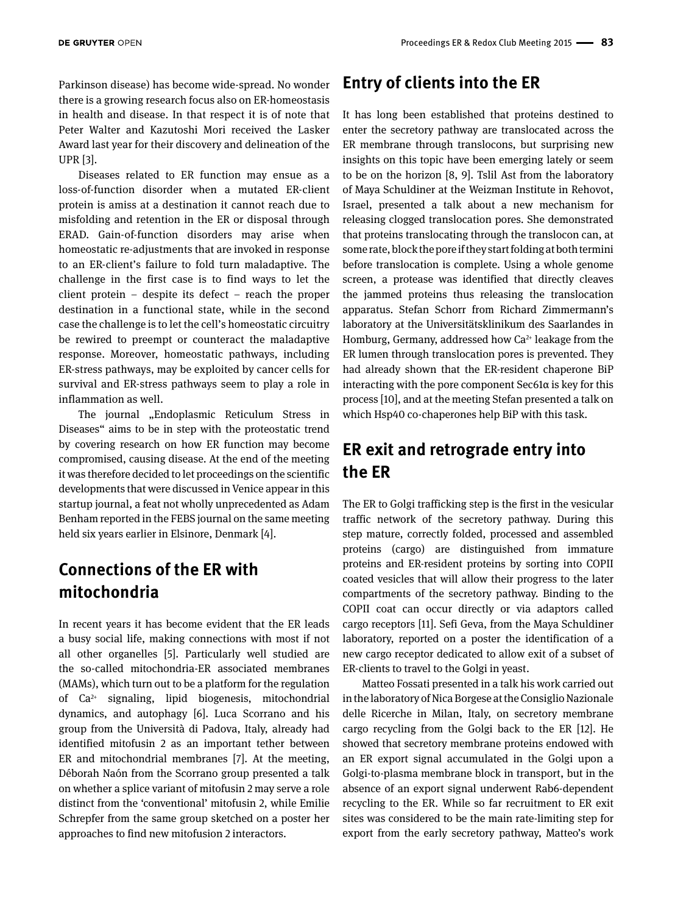Parkinson disease) has become wide-spread. No wonder there is a growing research focus also on ER-homeostasis in health and disease. In that respect it is of note that Peter Walter and Kazutoshi Mori received the Lasker Award last year for their discovery and delineation of the UPR [3].

Diseases related to ER function may ensue as a loss-of-function disorder when a mutated ER-client protein is amiss at a destination it cannot reach due to misfolding and retention in the ER or disposal through ERAD. Gain-of-function disorders may arise when homeostatic re-adjustments that are invoked in response to an ER-client's failure to fold turn maladaptive. The challenge in the first case is to find ways to let the client protein – despite its defect – reach the proper destination in a functional state, while in the second case the challenge is to let the cell's homeostatic circuitry be rewired to preempt or counteract the maladaptive response. Moreover, homeostatic pathways, including ER-stress pathways, may be exploited by cancer cells for survival and ER-stress pathways seem to play a role in inflammation as well.

The journal „Endoplasmic Reticulum Stress in Diseases" aims to be in step with the proteostatic trend by covering research on how ER function may become compromised, causing disease. At the end of the meeting it was therefore decided to let proceedings on the scientific developments that were discussed in Venice appear in this startup journal, a feat not wholly unprecedented as Adam Benham reported in the FEBS journal on the same meeting held six years earlier in Elsinore, Denmark [4].

## Connections of the ER with mitochondria

In recent years it has become evident that the ER leads a busy social life, making connections with most if not all other organelles [5]. Particularly well studied are the so-called mitochondria-ER associated membranes (MAMs), which turn out to be a platform for the regulation of $Ca^{2+}$ signaling, lipid biogenesis, mitochondrial dynamics, and autophagy [6]. Luca Scorrano and his group from the Università di Padova, Italy, already had identified mitofusin 2 as an important tether between ER and mitochondrial membranes [7]. At the meeting, Déborah Naón from the Scorrano group presented a talk on whether a splice variant of mitofusin 2 may serve a role distinct from the 'conventional' mitofusin 2, while Emilie Schrepfer from the same group sketched on a poster her approaches to find new mitofusion 2 interactors.

## Entry of clients into the ER

It has long been established that proteins destined to enter the secretory pathway are translocated across the ER membrane through translocons, but surprising new insights on this topic have been emerging lately or seem to be on the horizon [8, 9]. Tslil Ast from the laboratory of Maya Schuldiner at the Weizman Institute in Rehovot, Israel, presented a talk about a new mechanism for releasing clogged translocation pores. She demonstrated that proteins translocating through the translocon can, at some rate, block the pore if they start folding at both termini before translocation is complete. Using a whole genome screen, a protease was identified that directly cleaves the jammed proteins thus releasing the translocation apparatus. Stefan Schorr from Richard Zimmermann's laboratory at the Universitätsklinikum des Saarlandes in Homburg, Germany, addressed how $Ca^{2+}$ leakage from the ER lumen through translocation pores is prevented. They had already shown that the ER-resident chaperone BiP interacting with the pore component Sec61α is key for this process [10], and at the meeting Stefan presented a talk on which Hsp40 co-chaperones help BiP with this task.

## ER exit and retrograde entry into the ER

The ER to Golgi trafficking step is the first in the vesicular traffic network of the secretory pathway. During this step mature, correctly folded, processed and assembled proteins (cargo) are distinguished from immature proteins and ER-resident proteins by sorting into COPII coated vesicles that will allow their progress to the later compartments of the secretory pathway. Binding to the COPII coat can occur directly or via adaptors called cargo receptors [11]. Sefi Geva, from the Maya Schuldiner laboratory, reported on a poster the identification of a new cargo receptor dedicated to allow exit of a subset of ER-clients to travel to the Golgi in yeast.

Matteo Fossati presented in a talk his work carried out in the laboratory of Nica Borgese at the Consiglio Nazionale delle Ricerche in Milan, Italy, on secretory membrane cargo recycling from the Golgi back to the ER [12]. He showed that secretory membrane proteins endowed with an ER export signal accumulated in the Golgi upon a Golgi-to-plasma membrane block in transport, but in the absence of an export signal underwent Rab6-dependent recycling to the ER. While so far recruitment to ER exit sites was considered to be the main rate-limiting step for export from the early secretory pathway, Matteo's work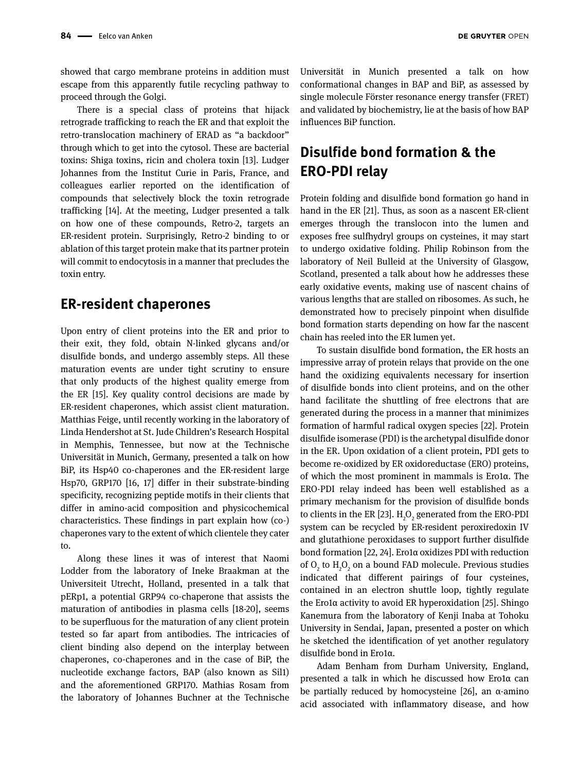showed that cargo membrane proteins in addition must escape from this apparently futile recycling pathway to proceed through the Golgi.

There is a special class of proteins that hijack retrograde trafficking to reach the ER and that exploit the retro-translocation machinery of ERAD as “a backdoor” through which to get into the cytosol. These are bacterial toxins: Shiga toxins, ricin and cholera toxin [13]. Ludger Johannes from the Institut Curie in Paris, France, and colleagues earlier reported on the identification of compounds that selectively block the toxin retrograde trafficking [14]. At the meeting, Ludger presented a talk on how one of these compounds, Retro-2, targets an ER-resident protein. Surprisingly, Retro-2 binding to or ablation of this target protein make that its partner protein will commit to endocytosis in a manner that precludes the toxin entry.

## ER-resident chaperones

Upon entry of client proteins into the ER and prior to their exit, they fold, obtain N-linked glycans and/or disulfide bonds, and undergo assembly steps. All these maturation events are under tight scrutiny to ensure that only products of the highest quality emerge from the ER [15]. Key quality control decisions are made by ER-resident chaperones, which assist client maturation. Matthias Feige, until recently working in the laboratory of Linda Hendershot at St. Jude Children’s Research Hospital in Memphis, Tennessee, but now at the Technische Universität in Munich, Germany, presented a talk on how BiP, its Hsp40 co-chaperones and the ER-resident large Hsp70, GRP170 [16, 17] differ in their substrate-binding specificity, recognizing peptide motifs in their clients that differ in amino-acid composition and physicochemical characteristics. These findings in part explain how (co-) chaperones vary to the extent of which clientele they cater to.

Along these lines it was of interest that Naomi Lodder from the laboratory of Ineke Braakman at the Universiteit Utrecht, Holland, presented in a talk that pERp1, a potential GRP94 co-chaperone that assists the maturation of antibodies in plasma cells [18-20], seems to be superfluous for the maturation of any client protein tested so far apart from antibodies. The intricacies of client binding also depend on the interplay between chaperones, co-chaperones and in the case of BiP, the nucleotide exchange factors, BAP (also known as Sil1) and the aforementioned GRP170. Mathias Rosam from the laboratory of Johannes Buchner at the Technische Universität in Munich presented a talk on how conformational changes in BAP and BiP, as assessed by single molecule Förster resonance energy transfer (FRET) and validated by biochemistry, lie at the basis of how BAP influences BiP function.

## Disulfide bond formation & the ERO-PDI relay

Protein folding and disulfide bond formation go hand in hand in the ER [21]. Thus, as soon as a nascent ER-client emerges through the translocon into the lumen and exposes free sulfhydryl groups on cysteines, it may start to undergo oxidative folding. Philip Robinson from the laboratory of Neil Bulleid at the University of Glasgow, Scotland, presented a talk about how he addresses these early oxidative events, making use of nascent chains of various lengths that are stalled on ribosomes. As such, he demonstrated how to precisely pinpoint when disulfide bond formation starts depending on how far the nascent chain has reeled into the ER lumen yet.

To sustain disulfide bond formation, the ER hosts an impressive array of protein relays that provide on the one hand the oxidizing equivalents necessary for insertion of disulfide bonds into client proteins, and on the other hand facilitate the shuttling of free electrons that are generated during the process in a manner that minimizes formation of harmful radical oxygen species [22]. Protein disulfide isomerase (PDI) is the archetypal disulfide donor in the ER. Upon oxidation of a client protein, PDI gets to become re-oxidized by ER oxidoreductase (ERO) proteins, of which the most prominent in mammals is Ero1α. The ERO-PDI relay indeed has been well established as a primary mechanism for the provision of disulfide bonds to clients in the ER [23]. $H_2O_2$ generated from the ERO-PDI system can be recycled by ER-resident peroxiredoxin IV and glutathione peroxidases to support further disulfide bond formation [22, 24]. Ero1α oxidizes PDI with reduction of $O_2$ to $H_2O_2$ on a bound FAD molecule. Previous studies indicated that different pairings of four cysteines, contained in an electron shuttle loop, tightly regulate the Ero1α activity to avoid ER hyperoxidation [25]. Shingo Kanemura from the laboratory of Kenji Inaba at Tohoku University in Sendai, Japan, presented a poster on which he sketched the identification of yet another regulatory disulfide bond in Ero1α.

Adam Benham from Durham University, England, presented a talk in which he discussed how Ero1α can be partially reduced by homocysteine [26], an α-amino acid associated with inflammatory disease, and how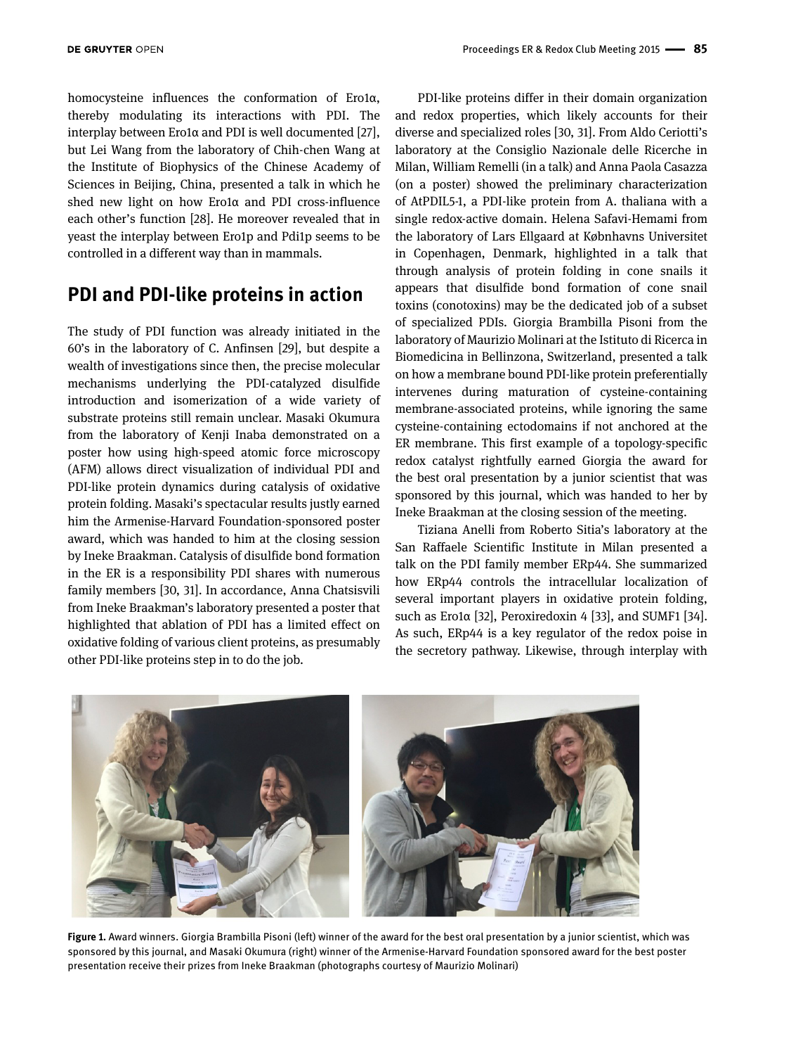homocysteine influences the conformation of Ero1α, thereby modulating its interactions with PDI. The interplay between Ero1α and PDI is well documented [27], but Lei Wang from the laboratory of Chih-chen Wang at the Institute of Biophysics of the Chinese Academy of Sciences in Beijing, China, presented a talk in which he shed new light on how Ero1α and PDI cross-influence each other's function [28]. He moreover revealed that in yeast the interplay between Ero1p and Pdi1p seems to be controlled in a different way than in mammals.

## PDI and PDI-like proteins in action

The study of PDI function was already initiated in the 60's in the laboratory of C. Anfinsen [29], but despite a wealth of investigations since then, the precise molecular mechanisms underlying the PDI-catalyzed disulfide introduction and isomerization of a wide variety of substrate proteins still remain unclear. Masaki Okumura from the laboratory of Kenji Inaba demonstrated on a poster how using high-speed atomic force microscopy (AFM) allows direct visualization of individual PDI and PDI-like protein dynamics during catalysis of oxidative protein folding. Masaki's spectacular results justly earned him the Armenise-Harvard Foundation-sponsored poster award, which was handed to him at the closing session by Ineke Braakman. Catalysis of disulfide bond formation in the ER is a responsibility PDI shares with numerous family members [30, 31]. In accordance, Anna Chatsisvili from Ineke Braakman's laboratory presented a poster that highlighted that ablation of PDI has a limited effect on oxidative folding of various client proteins, as presumably other PDI-like proteins step in to do the job.

PDI-like proteins differ in their domain organization and redox properties, which likely accounts for their diverse and specialized roles [30, 31]. From Aldo Ceriotti's laboratory at the Consiglio Nazionale delle Ricerche in Milan, William Remelli (in a talk) and Anna Paola Casazza (on a poster) showed the preliminary characterization of AtPDIL5-1, a PDI-like protein from A. thaliana with a single redox-active domain. Helena Safavi-Hemami from the laboratory of Lars Ellgaard at Københavns Universitet in Copenhagen, Denmark, highlighted in a talk that through analysis of protein folding in cone snails it appears that disulfide bond formation of cone snail toxins (conotoxins) may be the dedicated job of a subset of specialized PDIs. Giorgia Brambilla Pisoni from the laboratory of Maurizio Molinari at the Istituto di Ricerca in Biomedicina in Bellinzona, Switzerland, presented a talk on how a membrane bound PDI-like protein preferentially intervenes during maturation of cysteine-containing membrane-associated proteins, while ignoring the same cysteine-containing ectodomains if not anchored at the ER membrane. This first example of a topology-specific redox catalyst rightfully earned Giorgia the award for the best oral presentation by a junior scientist that was sponsored by this journal, which was handed to her by Ineke Braakman at the closing session of the meeting.

Tiziana Anelli from Roberto Sitia's laboratory at the San Raffaele Scientific Institute in Milan presented a talk on the PDI family member ERp44. She summarized how ERp44 controls the intracellular localization of several important players in oxidative protein folding, such as Ero1α [32], Peroxiredoxin 4 [33], and SUMF1 [34]. As such, ERp44 is a key regulator of the redox poise in the secretory pathway. Likewise, through interplay with

**Figure 1.** Award winners. Giorgia Brambilla Pisoni (left) winner of the award for the best oral presentation by a junior scientist, which was sponsored by this journal, and Masaki Okumura (right) winner of the Armenise-Harvard Foundation sponsored award for the best poster presentation receive their prizes from Ineke Braakman (photographs courtesy of Maurizio Molinari)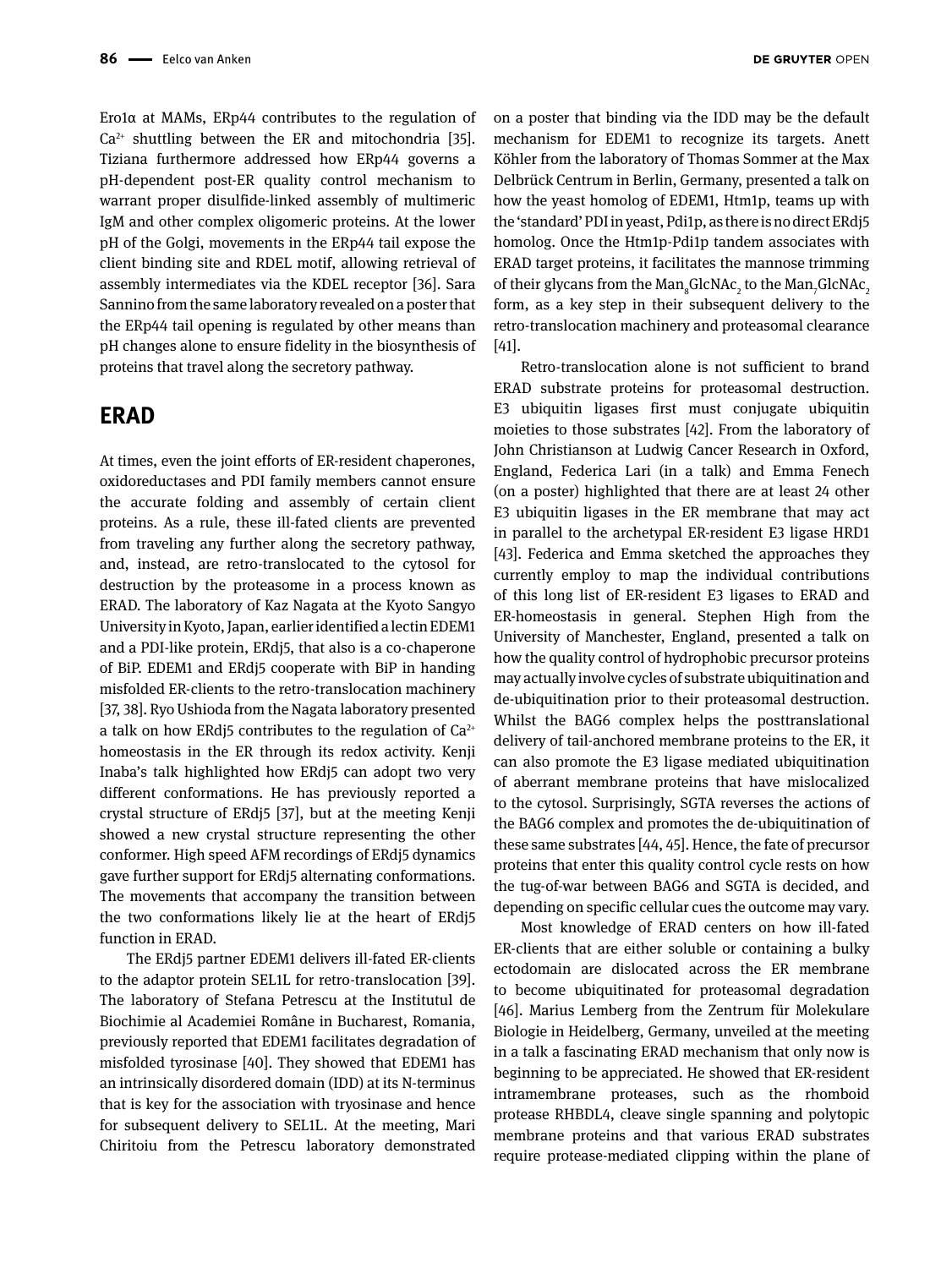Ero1α at MAMs, ERp44 contributes to the regulation of $Ca^{2+}$ shuttling between the ER and mitochondria [35]. Tiziana furthermore addressed how ERp44 governs a pH-dependent post-ER quality control mechanism to warrant proper disulfide-linked assembly of multimeric IgM and other complex oligomeric proteins. At the lower pH of the Golgi, movements in the ERp44 tail expose the client binding site and RDEL motif, allowing retrieval of assembly intermediates via the KDEL receptor [36]. Sara Sannino from the same laboratory revealed on a poster that the ERp44 tail opening is regulated by other means than pH changes alone to ensure fidelity in the biosynthesis of proteins that travel along the secretory pathway.

## ERAD

At times, even the joint efforts of ER-resident chaperones, oxidoreductases and PDI family members cannot ensure the accurate folding and assembly of certain client proteins. As a rule, these ill-fated clients are prevented from traveling any further along the secretory pathway, and, instead, are retro-translocated to the cytosol for destruction by the proteasome in a process known as ERAD. The laboratory of Kaz Nagata at the Kyoto Sangyo University in Kyoto, Japan, earlier identified a lectin EDEM1 and a PDI-like protein, ERdj5, that also is a co-chaperone of BiP. EDEM1 and ERdj5 cooperate with BiP in handing misfolded ER-clients to the retro-translocation machinery [37, 38]. Ryo Ushioda from the Nagata laboratory presented a talk on how ERdj5 contributes to the regulation of $Ca^{2+}$ homeostasis in the ER through its redox activity. Kenji Inaba's talk highlighted how ERdj5 can adopt two very different conformations. He has previously reported a crystal structure of ERdj5 [37], but at the meeting Kenji showed a new crystal structure representing the other conformer. High speed AFM recordings of ERdj5 dynamics gave further support for ERdj5 alternating conformations. The movements that accompany the transition between the two conformations likely lie at the heart of ERdj5 function in ERAD.

The ERdj5 partner EDEM1 delivers ill-fated ER-clients to the adaptor protein SEL1L for retro-translocation [39]. The laboratory of Stefana Petrescu at the Institutul de Biochimie al Academiei Române in Bucharest, Romania, previously reported that EDEM1 facilitates degradation of misfolded tyrosinase [40]. They showed that EDEM1 has an intrinsically disordered domain (IDD) at its N-terminus that is key for the association with tryosinase and hence for subsequent delivery to SEL1L. At the meeting, Mari Chiritoiu from the Petrescu laboratory demonstrated on a poster that binding via the IDD may be the default mechanism for EDEM1 to recognize its targets. Anett Köhler from the laboratory of Thomas Sommer at the Max Delbrück Centrum in Berlin, Germany, presented a talk on how the yeast homolog of EDEM1, Htm1p, teams up with the 'standard' PDI in yeast, Pdi1p, as there is no direct ERdj5 homolog. Once the Htm1p-Pdi1p tandem associates with ERAD target proteins, it facilitates the mannose trimming of their glycans from the $Man_8GlcNAc_2$ to the $Man_7GlcNAc_2$ form, as a key step in their subsequent delivery to the retro-translocation machinery and proteasomal clearance [41].

Retro-translocation alone is not sufficient to brand ERAD substrate proteins for proteasomal destruction. E3 ubiquitin ligases first must conjugate ubiquitin moieties to those substrates [42]. From the laboratory of John Christianson at Ludwig Cancer Research in Oxford, England, Federica Lari (in a talk) and Emma Fenech (on a poster) highlighted that there are at least 24 other E3 ubiquitin ligases in the ER membrane that may act in parallel to the archetypal ER-resident E3 ligase HRD1 [43]. Federica and Emma sketched the approaches they currently employ to map the individual contributions of this long list of ER-resident E3 ligases to ERAD and ER-homeostasis in general. Stephen High from the University of Manchester, England, presented a talk on how the quality control of hydrophobic precursor proteins may actually involve cycles of substrate ubiquitination and de-ubiquitination prior to their proteasomal destruction. Whilst the BAG6 complex helps the posttranslational delivery of tail-anchored membrane proteins to the ER, it can also promote the E3 ligase mediated ubiquitination of aberrant membrane proteins that have mislocalized to the cytosol. Surprisingly, SGTA reverses the actions of the BAG6 complex and promotes the de-ubiquitination of these same substrates [44, 45]. Hence, the fate of precursor proteins that enter this quality control cycle rests on how the tug-of-war between BAG6 and SGTA is decided, and depending on specific cellular cues the outcome may vary.

Most knowledge of ERAD centers on how ill-fated ER-clients that are either soluble or containing a bulky ectodomain are dislocated across the ER membrane to become ubiquitinated for proteasomal degradation [46]. Marius Lemberg from the Zentrum für Molekulare Biologie in Heidelberg, Germany, unveiled at the meeting in a talk a fascinating ERAD mechanism that only now is beginning to be appreciated. He showed that ER-resident intramembrane proteases, such as the rhomboid protease RHBDL4, cleave single spanning and polytopic membrane proteins and that various ERAD substrates require protease-mediated clipping within the plane of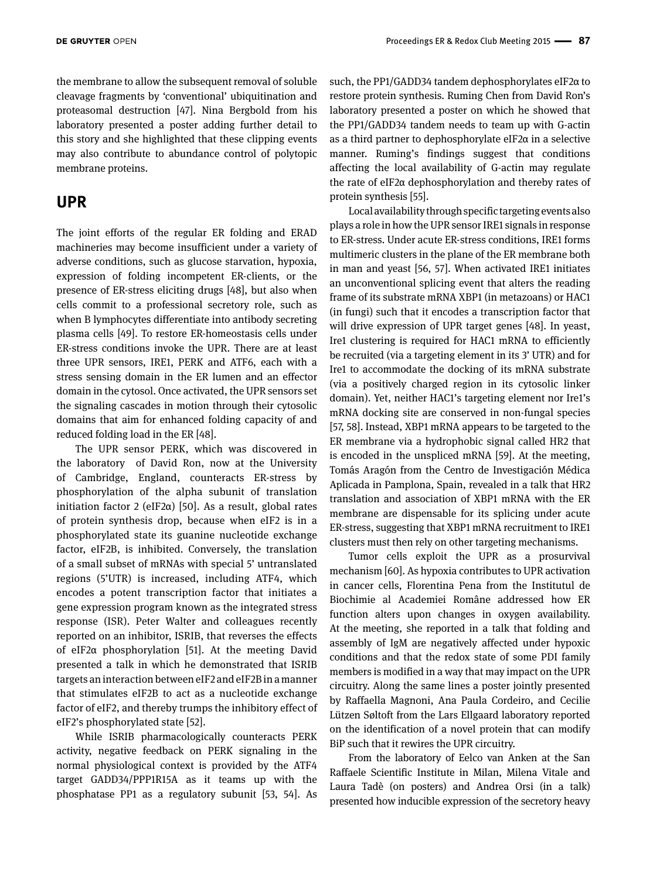the membrane to allow the subsequent removal of soluble cleavage fragments by 'conventional' ubiquitination and proteasomal destruction [47]. Nina Bergbold from his laboratory presented a poster adding further detail to this story and she highlighted that these clipping events may also contribute to abundance control of polytopic membrane proteins.

## UPR

The joint efforts of the regular ER folding and ERAD machineries may become insufficient under a variety of adverse conditions, such as glucose starvation, hypoxia, expression of folding incompetent ER-clients, or the presence of ER-stress eliciting drugs [48], but also when cells commit to a professional secretory role, such as when B lymphocytes differentiate into antibody secreting plasma cells [49]. To restore ER-homeostasis cells under ER-stress conditions invoke the UPR. There are at least three UPR sensors, IRE1, PERK and ATF6, each with a stress sensing domain in the ER lumen and an effector domain in the cytosol. Once activated, the UPR sensors set the signaling cascades in motion through their cytosolic domains that aim for enhanced folding capacity of and reduced folding load in the ER [48].

The UPR sensor PERK, which was discovered in the laboratory of David Ron, now at the University of Cambridge, England, counteracts ER-stress by phosphorylation of the alpha subunit of translation initiation factor 2 (eIF2α) [50]. As a result, global rates of protein synthesis drop, because when eIF2 is in a phosphorylated state its guanine nucleotide exchange factor, eIF2B, is inhibited. Conversely, the translation of a small subset of mRNAs with special 5' untranslated regions (5'UTR) is increased, including ATF4, which encodes a potent transcription factor that initiates a gene expression program known as the integrated stress response (ISR). Peter Walter and colleagues recently reported on an inhibitor, ISRIB, that reverses the effects of eIF2α phosphorylation [51]. At the meeting David presented a talk in which he demonstrated that ISRIB targets an interaction between eIF2 and eIF2B in a manner that stimulates eIF2B to act as a nucleotide exchange factor of eIF2, and thereby trumps the inhibitory effect of eIF2's phosphorylated state [52].

While ISRIB pharmacologically counteracts PERK activity, negative feedback on PERK signaling in the normal physiological context is provided by the ATF4 target GADD34/PPP1R15A as it teams up with the phosphatase PP1 as a regulatory subunit [53, 54]. As such, the PP1/GADD34 tandem dephosphorylates eIF2α to restore protein synthesis. Ruming Chen from David Ron's laboratory presented a poster on which he showed that the PP1/GADD34 tandem needs to team up with G-actin as a third partner to dephosphorylate eIF2α in a selective manner. Ruming's findings suggest that conditions affecting the local availability of G-actin may regulate the rate of eIF2α dephosphorylation and thereby rates of protein synthesis [55].

Local availability through specific targeting events also plays a role in how the UPR sensor IRE1 signals in response to ER-stress. Under acute ER-stress conditions, IRE1 forms multimeric clusters in the plane of the ER membrane both in man and yeast [56, 57]. When activated IRE1 initiates an unconventional splicing event that alters the reading frame of its substrate mRNA XBP1 (in metazoans) or HAC1 (in fungi) such that it encodes a transcription factor that will drive expression of UPR target genes [48]. In yeast, Ire1 clustering is required for HAC1 mRNA to efficiently be recruited (via a targeting element in its 3' UTR) and for Ire1 to accommodate the docking of its mRNA substrate (via a positively charged region in its cytosolic linker domain). Yet, neither HAC1's targeting element nor Ire1's mRNA docking site are conserved in non-fungal species [57, 58]. Instead, XBP1 mRNA appears to be targeted to the ER membrane via a hydrophobic signal called HR2 that is encoded in the unspliced mRNA [59]. At the meeting, Tomás Aragón from the Centro de Investigación Médica Aplicada in Pamplona, Spain, revealed in a talk that HR2 translation and association of XBP1 mRNA with the ER membrane are dispensable for its splicing under acute ER-stress, suggesting that XBP1 mRNA recruitment to IRE1 clusters must then rely on other targeting mechanisms.

Tumor cells exploit the UPR as a prosurvival mechanism [60]. As hypoxia contributes to UPR activation in cancer cells, Florentina Pena from the Institutul de Biochimie al Academiei Române addressed how ER function alters upon changes in oxygen availability. At the meeting, she reported in a talk that folding and assembly of IgM are negatively affected under hypoxic conditions and that the redox state of some PDI family members is modified in a way that may impact on the UPR circuitry. Along the same lines a poster jointly presented by Raffaella Magnoni, Ana Paula Cordeiro, and Cecilie Lützen Søltoft from the Lars Ellgaard laboratory reported on the identification of a novel protein that can modify BiP such that it rewires the UPR circuitry.

From the laboratory of Eelco van Anken at the San Raffaele Scientific Institute in Milan, Milena Vitale and Laura Tadè (on posters) and Andrea Orsi (in a talk) presented how inducible expression of the secretory heavy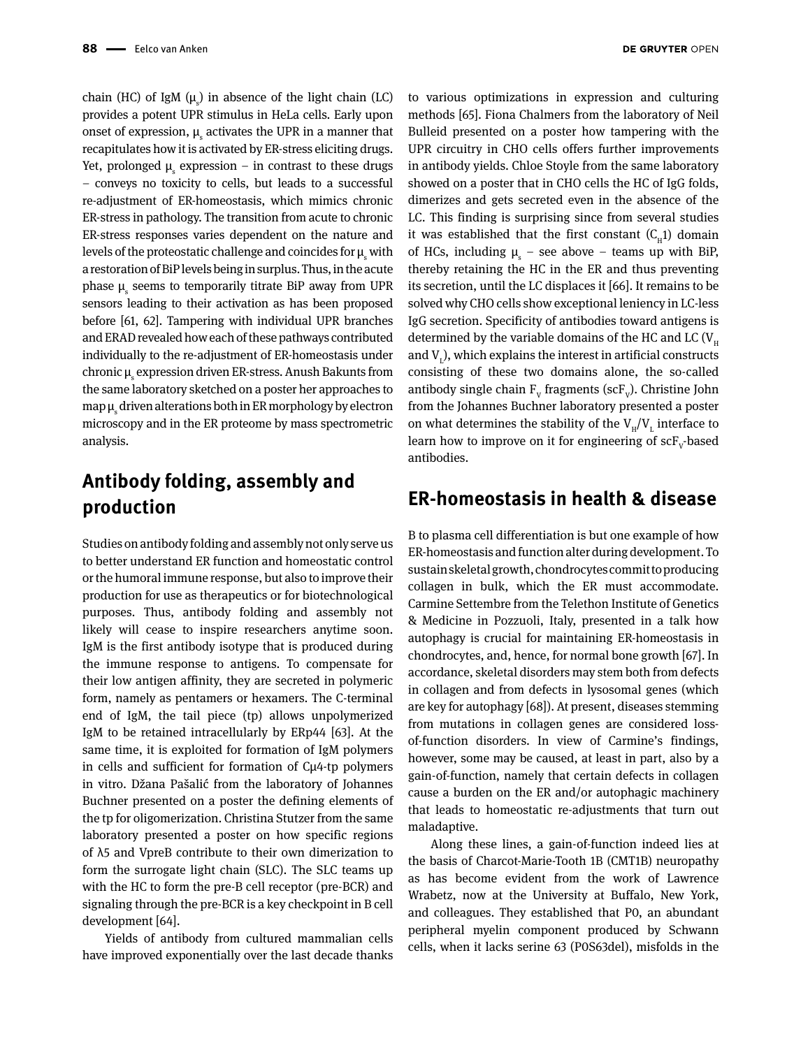chain (HC) of IgM ($\mu_s$) in absence of the light chain (LC) provides a potent UPR stimulus in HeLa cells. Early upon onset of expression, $\mu_s$ activates the UPR in a manner that recapitulates how it is activated by ER-stress eliciting drugs. Yet, prolonged $\mu_s$ expression – in contrast to these drugs – conveys no toxicity to cells, but leads to a successful re-adjustment of ER-homeostasis, which mimics chronic ER-stress in pathology. The transition from acute to chronic ER-stress responses varies dependent on the nature and levels of the proteostatic challenge and coincides for $\mu_s$ with a restoration of BiP levels being in surplus. Thus, in the acute phase $\mu_s$ seems to temporarily titrate BiP away from UPR sensors leading to their activation as has been proposed before [61, 62]. Tampering with individual UPR branches and ERAD revealed how each of these pathways contributed individually to the re-adjustment of ER-homeostasis under chronic $\mu_s$ expression driven ER-stress. Anush Bakunts from the same laboratory sketched on a poster her approaches to map $\mu_s$ driven alterations both in ER morphology by electron microscopy and in the ER proteome by mass spectrometric analysis.

## Antibody folding, assembly and production

Studies on antibody folding and assembly not only serve us to better understand ER function and homeostatic control or the humoral immune response, but also to improve their production for use as therapeutics or for biotechnological purposes. Thus, antibody folding and assembly not likely will cease to inspire researchers anytime soon. IgM is the first antibody isotype that is produced during the immune response to antigens. To compensate for their low antigen affinity, they are secreted in polymeric form, namely as pentamers or hexamers. The C-terminal end of IgM, the tail piece (tp) allows unpolymerized IgM to be retained intracellularly by ERp44 [63]. At the same time, it is exploited for formation of IgM polymers in cells and sufficient for formation of Cμ4-tp polymers in vitro. Džana Pašalić from the laboratory of Johannes Buchner presented on a poster the defining elements of the tp for oligomerization. Christina Stutzer from the same laboratory presented a poster on how specific regions of λ5 and VpreB contribute to their own dimerization to form the surrogate light chain (SLC). The SLC teams up with the HC to form the pre-B cell receptor (pre-BCR) and signaling through the pre-BCR is a key checkpoint in B cell development [64].

Yields of antibody from cultured mammalian cells have improved exponentially over the last decade thanks to various optimizations in expression and culturing methods [65]. Fiona Chalmers from the laboratory of Neil Bulleid presented on a poster how tampering with the UPR circuitry in CHO cells offers further improvements in antibody yields. Chloe Stoyle from the same laboratory showed on a poster that in CHO cells the HC of IgG folds, dimerizes and gets secreted even in the absence of the LC. This finding is surprising since from several studies it was established that the first constant ($C_H1$) domain of HCs, including $\mu_s$ – see above – teams up with BiP, thereby retaining the HC in the ER and thus preventing its secretion, until the LC displaces it [66]. It remains to be solved why CHO cells show exceptional leniency in LC-less IgG secretion. Specificity of antibodies toward antigens is determined by the variable domains of the HC and LC ($V_H$ and $V_L$), which explains the interest in artificial constructs consisting of these two domains alone, the so-called antibody single chain $F_V$ fragments ($scF_V$). Christine John from the Johannes Buchner laboratory presented a poster on what determines the stability of the $V_H/V_L$ interface to learn how to improve on it for engineering of $scF_V$-based antibodies.

## ER-homeostasis in health & disease

B to plasma cell differentiation is but one example of how ER-homeostasis and function alter during development. To sustain skeletal growth, chondrocytes commit to producing collagen in bulk, which the ER must accommodate. Carmine Settembre from the Telethon Institute of Genetics & Medicine in Pozzuoli, Italy, presented in a talk how autophagy is crucial for maintaining ER-homeostasis in chondrocytes, and, hence, for normal bone growth [67]. In accordance, skeletal disorders may stem both from defects in collagen and from defects in lysosomal genes (which are key for autophagy [68]). At present, diseases stemming from mutations in collagen genes are considered loss-of-function disorders. In view of Carmine's findings, however, some may be caused, at least in part, also by a gain-of-function, namely that certain defects in collagen cause a burden on the ER and/or autophagic machinery that leads to homeostatic re-adjustments that turn out maladaptive.

Along these lines, a gain-of-function indeed lies at the basis of Charcot-Marie-Tooth 1B (CMT1B) neuropathy as has become evident from the work of Lawrence Wrabetz, now at the University at Buffalo, New York, and colleagues. They established that P0, an abundant peripheral myelin component produced by Schwann cells, when it lacks serine 63 (P0S63del), misfolds in the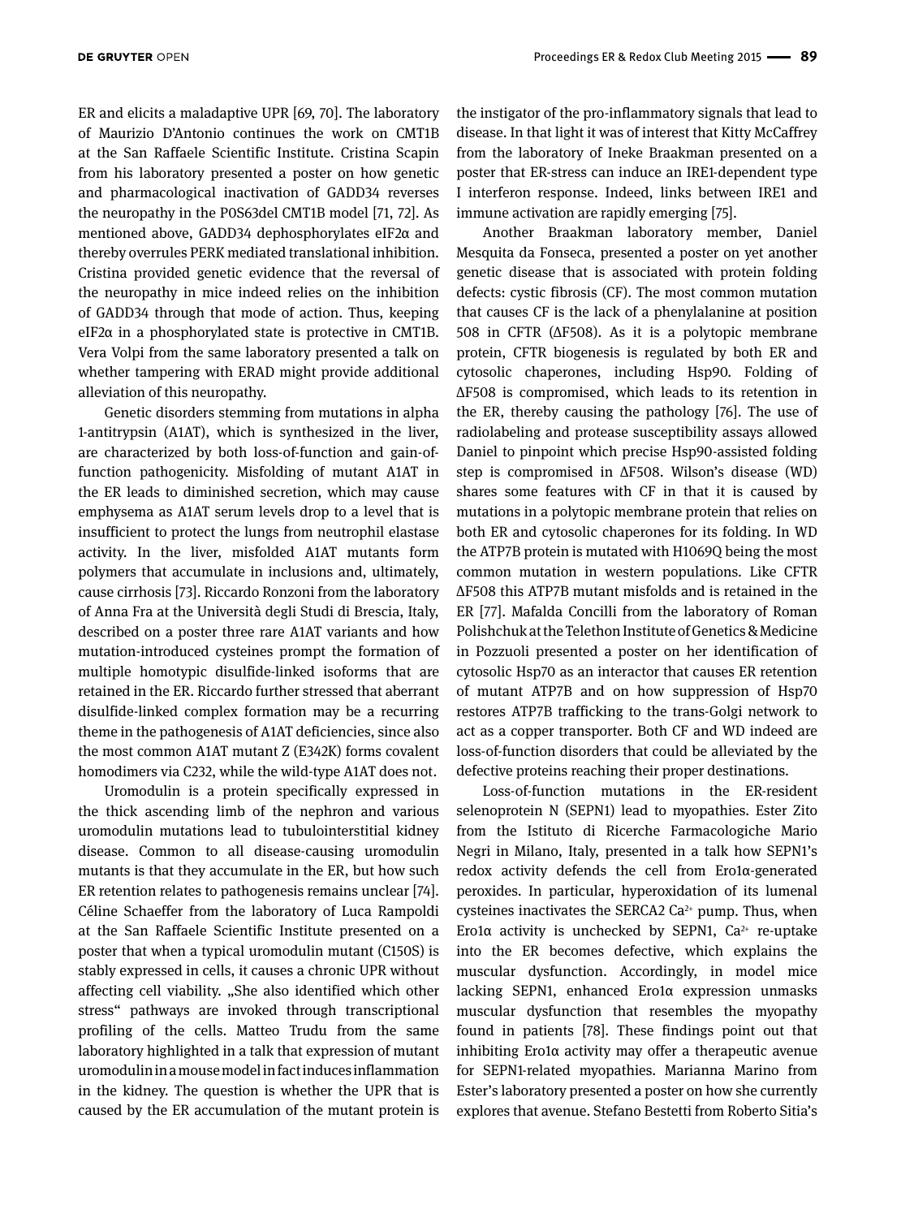ER and elicits a maladaptive UPR [69, 70]. The laboratory of Maurizio D'Antonio continues the work on CMT1B at the San Raffaele Scientific Institute. Cristina Scapin from his laboratory presented a poster on how genetic and pharmacological inactivation of GADD34 reverses the neuropathy in the P0S63del CMT1B model [71, 72]. As mentioned above, GADD34 dephosphorylates eIF2α and thereby overrules PERK mediated translational inhibition. Cristina provided genetic evidence that the reversal of the neuropathy in mice indeed relies on the inhibition of GADD34 through that mode of action. Thus, keeping eIF2α in a phosphorylated state is protective in CMT1B. Vera Volpi from the same laboratory presented a talk on whether tampering with ERAD might provide additional alleviation of this neuropathy.

Genetic disorders stemming from mutations in alpha 1-antitrypsin (A1AT), which is synthesized in the liver, are characterized by both loss-of-function and gain-of-function pathogenicity. Misfolding of mutant A1AT in the ER leads to diminished secretion, which may cause emphysema as A1AT serum levels drop to a level that is insufficient to protect the lungs from neutrophil elastase activity. In the liver, misfolded A1AT mutants form polymers that accumulate in inclusions and, ultimately, cause cirrhosis [73]. Riccardo Ronzoni from the laboratory of Anna Fra at the Università degli Studi di Brescia, Italy, described on a poster three rare A1AT variants and how mutation-introduced cysteines prompt the formation of multiple homotypic disulfide-linked isoforms that are retained in the ER. Riccardo further stressed that aberrant disulfide-linked complex formation may be a recurring theme in the pathogenesis of A1AT deficiencies, since also the most common A1AT mutant Z (E342K) forms covalent homodimers via C232, while the wild-type A1AT does not.

Uromodulin is a protein specifically expressed in the thick ascending limb of the nephron and various uromodulin mutations lead to tubulointerstitial kidney disease. Common to all disease-causing uromodulin mutants is that they accumulate in the ER, but how such ER retention relates to pathogenesis remains unclear [74]. Céline Schaeffer from the laboratory of Luca Rampoldi at the San Raffaele Scientific Institute presented on a poster that when a typical uromodulin mutant (C150S) is stably expressed in cells, it causes a chronic UPR without affecting cell viability. „She also identified which other stress" pathways are invoked through transcriptional profiling of the cells. Matteo Trudu from the same laboratory highlighted in a talk that expression of mutant uromodulin in a mouse model in fact induces inflammation in the kidney. The question is whether the UPR that is caused by the ER accumulation of the mutant protein is the instigator of the pro-inflammatory signals that lead to disease. In that light it was of interest that Kitty McCaffrey from the laboratory of Ineke Braakman presented on a poster that ER-stress can induce an IRE1-dependent type I interferon response. Indeed, links between IRE1 and immune activation are rapidly emerging [75].

Another Braakman laboratory member, Daniel Mesquita da Fonseca, presented a poster on yet another genetic disease that is associated with protein folding defects: cystic fibrosis (CF). The most common mutation that causes CF is the lack of a phenylalanine at position 508 in CFTR (ΔF508). As it is a polytopic membrane protein, CFTR biogenesis is regulated by both ER and cytosolic chaperones, including Hsp90. Folding of ΔF508 is compromised, which leads to its retention in the ER, thereby causing the pathology [76]. The use of radiolabeling and protease susceptibility assays allowed Daniel to pinpoint which precise Hsp90-assisted folding step is compromised in ΔF508. Wilson's disease (WD) shares some features with CF in that it is caused by mutations in a polytopic membrane protein that relies on both ER and cytosolic chaperones for its folding. In WD the ATP7B protein is mutated with H1069Q being the most common mutation in western populations. Like CFTR ΔF508 this ATP7B mutant misfolds and is retained in the ER [77]. Mafalda Concilli from the laboratory of Roman Polishchuk at the Telethon Institute of Genetics & Medicine in Pozzuoli presented a poster on her identification of cytosolic Hsp70 as an interactor that causes ER retention of mutant ATP7B and on how suppression of Hsp70 restores ATP7B trafficking to the trans-Golgi network to act as a copper transporter. Both CF and WD indeed are loss-of-function disorders that could be alleviated by the defective proteins reaching their proper destinations.

Loss-of-function mutations in the ER-resident selenoprotein N (SEPN1) lead to myopathies. Ester Zito from the Istituto di Ricerche Farmacologiche Mario Negri in Milano, Italy, presented in a talk how SEPN1's redox activity defends the cell from Ero1α-generated peroxides. In particular, hyperoxidation of its lumenal cysteines inactivates the SERCA2 $Ca^{2+}$ pump. Thus, when Ero1α activity is unchecked by SEPN1, $Ca^{2+}$ re-uptake into the ER becomes defective, which explains the muscular dysfunction. Accordingly, in model mice lacking SEPN1, enhanced Ero1α expression unmasks muscular dysfunction that resembles the myopathy found in patients [78]. These findings point out that inhibiting Ero1α activity may offer a therapeutic avenue for SEPN1-related myopathies. Marianna Marino from Ester's laboratory presented a poster on how she currently explores that avenue. Stefano Bestetti from Roberto Sitia's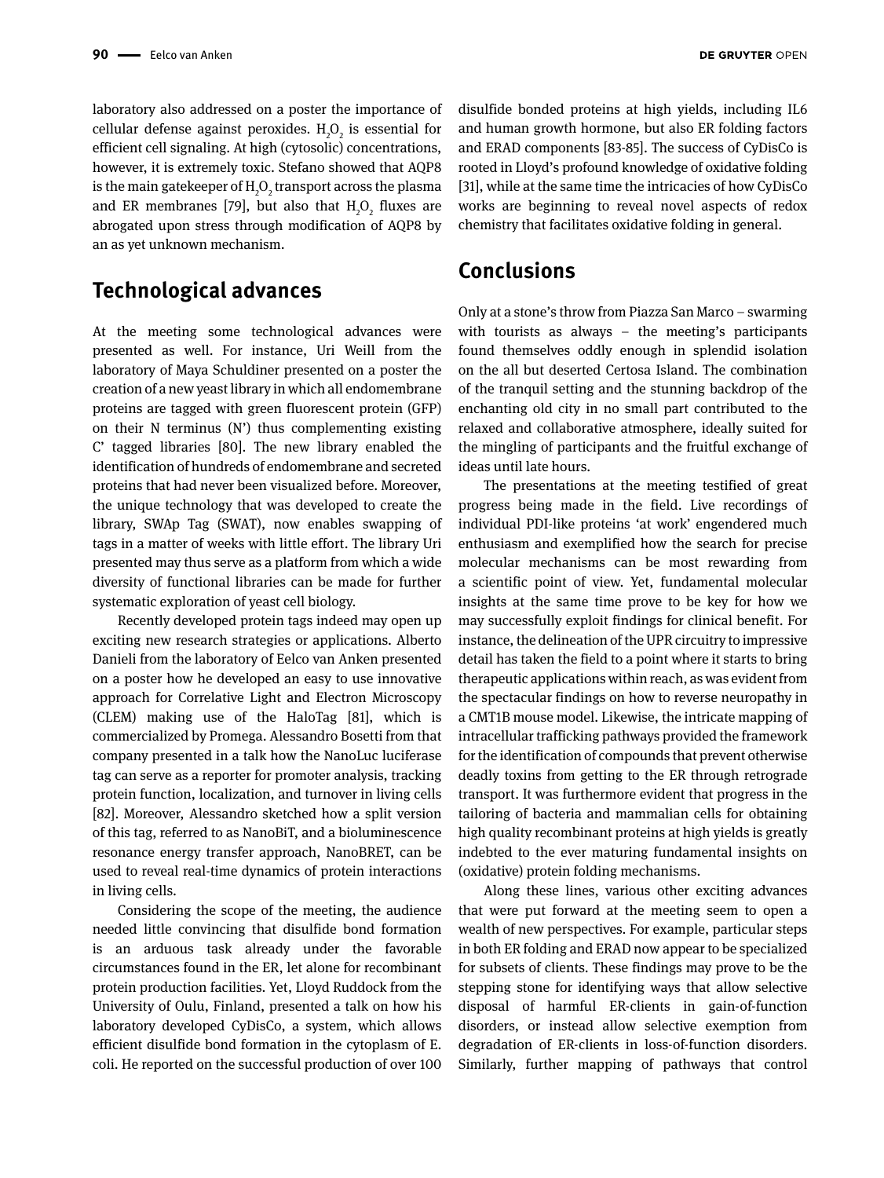laboratory also addressed on a poster the importance of cellular defense against peroxides. $H_2O_2$ is essential for efficient cell signaling. At high (cytosolic) concentrations, however, it is extremely toxic. Stefano showed that AQP8 is the main gatekeeper of $H_2O_2$ transport across the plasma and ER membranes [79], but also that $H_2O_2$ fluxes are abrogated upon stress through modification of AQP8 by an as yet unknown mechanism.

## Technological advances

At the meeting some technological advances were presented as well. For instance, Uri Weill from the laboratory of Maya Schuldiner presented on a poster the creation of a new yeast library in which all endomembrane proteins are tagged with green fluorescent protein (GFP) on their N terminus (N') thus complementing existing C' tagged libraries [80]. The new library enabled the identification of hundreds of endomembrane and secreted proteins that had never been visualized before. Moreover, the unique technology that was developed to create the library, SWAp Tag (SWAT), now enables swapping of tags in a matter of weeks with little effort. The library Uri presented may thus serve as a platform from which a wide diversity of functional libraries can be made for further systematic exploration of yeast cell biology.

Recently developed protein tags indeed may open up exciting new research strategies or applications. Alberto Danieli from the laboratory of Eelco van Anken presented on a poster how he developed an easy to use innovative approach for Correlative Light and Electron Microscopy (CLEM) making use of the HaloTag [81], which is commercialized by Promega. Alessandro Bosetti from that company presented in a talk how the NanoLuc luciferase tag can serve as a reporter for promoter analysis, tracking protein function, localization, and turnover in living cells [82]. Moreover, Alessandro sketched how a split version of this tag, referred to as NanoBiT, and a bioluminescence resonance energy transfer approach, NanoBRET, can be used to reveal real-time dynamics of protein interactions in living cells.

Considering the scope of the meeting, the audience needed little convincing that disulfide bond formation is an arduous task already under the favorable circumstances found in the ER, let alone for recombinant protein production facilities. Yet, Lloyd Ruddock from the University of Oulu, Finland, presented a talk on how his laboratory developed CyDisCo, a system, which allows efficient disulfide bond formation in the cytoplasm of E. coli. He reported on the successful production of over 100 disulfide bonded proteins at high yields, including IL6 and human growth hormone, but also ER folding factors and ERAD components [83-85]. The success of CyDisCo is rooted in Lloyd's profound knowledge of oxidative folding [31], while at the same time the intricacies of how CyDisCo works are beginning to reveal novel aspects of redox chemistry that facilitates oxidative folding in general.

## Conclusions

Only at a stone's throw from Piazza San Marco – swarming with tourists as always – the meeting's participants found themselves oddly enough in splendid isolation on the all but deserted Certosa Island. The combination of the tranquil setting and the stunning backdrop of the enchanting old city in no small part contributed to the relaxed and collaborative atmosphere, ideally suited for the mingling of participants and the fruitful exchange of ideas until late hours.

The presentations at the meeting testified of great progress being made in the field. Live recordings of individual PDI-like proteins 'at work' engendered much enthusiasm and exemplified how the search for precise molecular mechanisms can be most rewarding from a scientific point of view. Yet, fundamental molecular insights at the same time prove to be key for how we may successfully exploit findings for clinical benefit. For instance, the delineation of the UPR circuitry to impressive detail has taken the field to a point where it starts to bring therapeutic applications within reach, as was evident from the spectacular findings on how to reverse neuropathy in a CMT1B mouse model. Likewise, the intricate mapping of intracellular trafficking pathways provided the framework for the identification of compounds that prevent otherwise deadly toxins from getting to the ER through retrograde transport. It was furthermore evident that progress in the tailoring of bacteria and mammalian cells for obtaining high quality recombinant proteins at high yields is greatly indebted to the ever maturing fundamental insights on (oxidative) protein folding mechanisms.

Along these lines, various other exciting advances that were put forward at the meeting seem to open a wealth of new perspectives. For example, particular steps in both ER folding and ERAD now appear to be specialized for subsets of clients. These findings may prove to be the stepping stone for identifying ways that allow selective disposal of harmful ER-clients in gain-of-function disorders, or instead allow selective exemption from degradation of ER-clients in loss-of-function disorders. Similarly, further mapping of pathways that control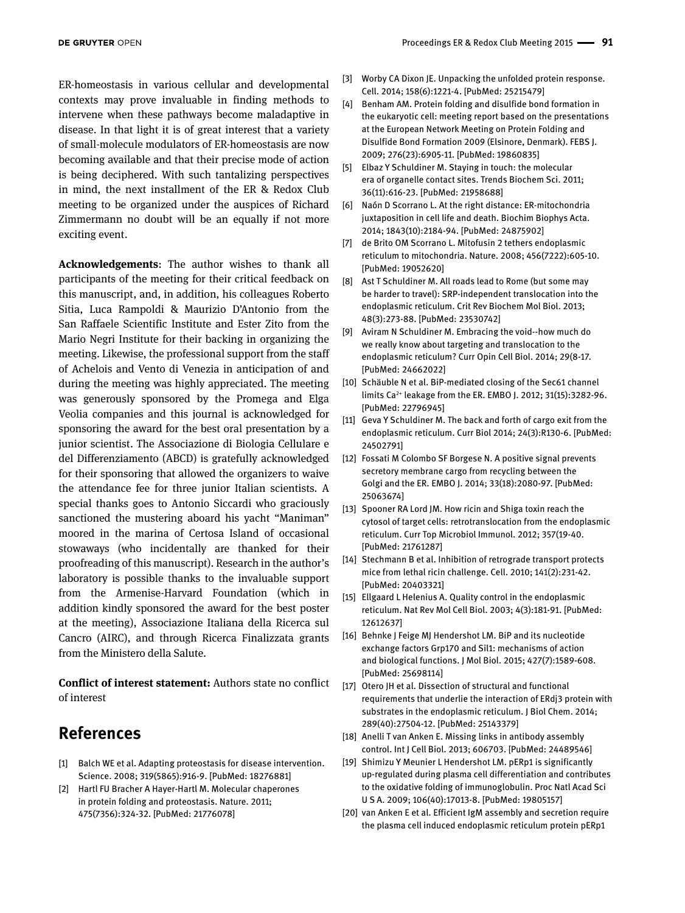ER-homeostasis in various cellular and developmental contexts may prove invaluable in finding methods to intervene when these pathways become maladaptive in disease. In that light it is of great interest that a variety of small-molecule modulators of ER-homeostasis are now becoming available and that their precise mode of action is being deciphered. With such tantalizing perspectives in mind, the next installment of the ER & Redox Club meeting to be organized under the auspices of Richard Zimmermann no doubt will be an equally if not more exciting event.

**Acknowledgements**: The author wishes to thank all participants of the meeting for their critical feedback on this manuscript, and, in addition, his colleagues Roberto Sitia, Luca Rampoldi & Maurizio D'Antonio from the San Raffaele Scientific Institute and Ester Zito from the Mario Negri Institute for their backing in organizing the meeting. Likewise, the professional support from the staff of Achelois and Vento di Venezia in anticipation of and during the meeting was highly appreciated. The meeting was generously sponsored by the Promega and Elga Veolia companies and this journal is acknowledged for sponsoring the award for the best oral presentation by a junior scientist. The Associazione di Biologia Cellulare e del Differenziamento (ABCD) is gratefully acknowledged for their sponsoring that allowed the organizers to waive the attendance fee for three junior Italian scientists. A special thanks goes to Antonio Siccardi who graciously sanctioned the mustering aboard his yacht "Maniman" moored in the marina of Certosa Island of occasional stowaways (who incidentally are thanked for their proofreading of this manuscript). Research in the author's laboratory is possible thanks to the invaluable support from the Armenise-Harvard Foundation (which in addition kindly sponsored the award for the best poster at the meeting), Associazione Italiana della Ricerca sul Cancro (AIRC), and through Ricerca Finalizzata grants from the Ministero della Salute.

**Conflict of interest statement:** Authors state no conflict of interest

# References

[1] Balch WE et al. Adapting proteostasis for disease intervention. Science. 2008; 319(5865):916-9. [PubMed: 18276881]

[2] Hartl FU Bracher A Hayer-Hartl M. Molecular chaperones in protein folding and proteostasis. Nature. 2011; 475(7356):324-32. [PubMed: 21776078]

[3] Worby CA Dixon JE. Unpacking the unfolded protein response. Cell. 2014; 158(6):1221-4. [PubMed: 25215479]

[4] Benham AM. Protein folding and disulfide bond formation in the eukaryotic cell: meeting report based on the presentations at the European Network Meeting on Protein Folding and Disulfide Bond Formation 2009 (Elsinore, Denmark). FEBS J. 2009; 276(23):6905-11. [PubMed: 19860835]

[5] Elbaz Y Schuldiner M. Staying in touch: the molecular era of organelle contact sites. Trends Biochem Sci. 2011; 36(11):616-23. [PubMed: 21958688]

[6] Naón D Scorrano L. At the right distance: ER-mitochondria juxtaposition in cell life and death. Biochim Biophys Acta. 2014; 1843(10):2184-94. [PubMed: 24875902]

[7] de Brito OM Scorrano L. Mitofusin 2 tethers endoplasmic reticulum to mitochondria. Nature. 2008; 456(7222):605-10. [PubMed: 19052620]

[8] Ast T Schuldiner M. All roads lead to Rome (but some may be harder to travel): SRP-independent translocation into the endoplasmic reticulum. Crit Rev Biochem Mol Biol. 2013; 48(3):273-88. [PubMed: 23530742]

[9] Aviram N Schuldiner M. Embracing the void--how much do we really know about targeting and translocation to the endoplasmic reticulum? Curr Opin Cell Biol. 2014; 29(8-17. [PubMed: 24662022]

[10] Schäuble N et al. BiP-mediated closing of the Sec61 channel limits $Ca^{2+}$ leakage from the ER. EMBO J. 2012; 31(15):3282-96. [PubMed: 22796945]

[11] Geva Y Schuldiner M. The back and forth of cargo exit from the endoplasmic reticulum. Curr Biol 2014; 24(3):R130-6. [PubMed: 24502791]

[12] Fossati M Colombo SF Borgese N. A positive signal prevents secretory membrane cargo from recycling between the Golgi and the ER. EMBO J. 2014; 33(18):2080-97. [PubMed: 25063674]

[13] Spooner RA Lord JM. How ricin and Shiga toxin reach the cytosol of target cells: retrotranslocation from the endoplasmic reticulum. Curr Top Microbiol Immunol. 2012; 357(19-40. [PubMed: 21761287]

[14] Stechmann B et al. Inhibition of retrograde transport protects mice from lethal ricin challenge. Cell. 2010; 141(2):231-42. [PubMed: 20403321]

[15] Ellgaard L Helenius A. Quality control in the endoplasmic reticulum. Nat Rev Mol Cell Biol. 2003; 4(3):181-91. [PubMed: 12612637]

[16] Behnke J Feige MJ Hendershot LM. BiP and its nucleotide exchange factors Grp170 and Sil1: mechanisms of action and biological functions. J Mol Biol. 2015; 427(7):1589-608. [PubMed: 25698114]

[17] Otero JH et al. Dissection of structural and functional requirements that underlie the interaction of ERdj3 protein with substrates in the endoplasmic reticulum. J Biol Chem. 2014; 289(40):27504-12. [PubMed: 25143379]

[18] Anelli T van Anken E. Missing links in antibody assembly control. Int J Cell Biol. 2013; 606703. [PubMed: 24489546]

[19] Shimizu Y Meunier L Hendershot LM. pERp1 is significantly up-regulated during plasma cell differentiation and contributes to the oxidative folding of immunoglobulin. Proc Natl Acad Sci U S A. 2009; 106(40):17013-8. [PubMed: 19805157]

[20] van Anken E et al. Efficient IgM assembly and secretion require the plasma cell induced endoplasmic reticulum protein pERp1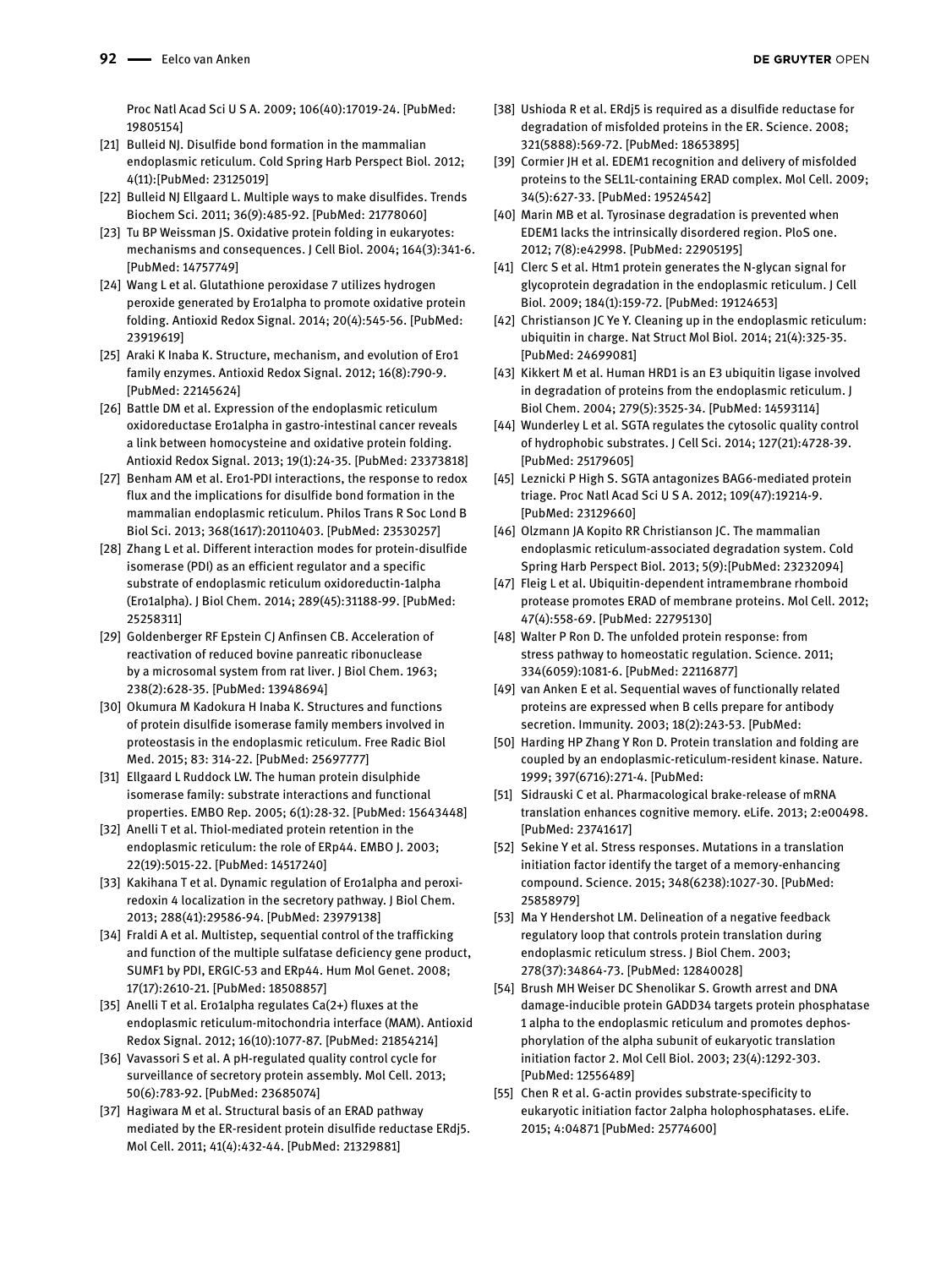Proc Natl Acad Sci U S A. 2009; 106(40):17019-24. [PubMed: 19805154]

[21] Bulleid NJ. Disulfide bond formation in the mammalian endoplasmic reticulum. Cold Spring Harb Perspect Biol. 2012; 4(11):[PubMed: 23125019]

[22] Bulleid NJ Ellgaard L. Multiple ways to make disulfides. Trends Biochem Sci. 2011; 36(9):485-92. [PubMed: 21778060]

[23] Tu BP Weissman JS. Oxidative protein folding in eukaryotes: mechanisms and consequences. J Cell Biol. 2004; 164(3):341-6. [PubMed: 14757749]

[24] Wang L et al. Glutathione peroxidase 7 utilizes hydrogen peroxide generated by Ero1alpha to promote oxidative protein folding. Antioxid Redox Signal. 2014; 20(4):545-56. [PubMed: 23919619]

[25] Araki K Inaba K. Structure, mechanism, and evolution of Ero1 family enzymes. Antioxid Redox Signal. 2012; 16(8):790-9. [PubMed: 22145624]

[26] Battle DM et al. Expression of the endoplasmic reticulum oxidoreductase Ero1alpha in gastro-intestinal cancer reveals a link between homocysteine and oxidative protein folding. Antioxid Redox Signal. 2013; 19(1):24-35. [PubMed: 23373818]

[27] Benham AM et al. Ero1-PDI interactions, the response to redox flux and the implications for disulfide bond formation in the mammalian endoplasmic reticulum. Philos Trans R Soc Lond B Biol Sci. 2013; 368(1617):20110403. [PubMed: 23530257]

[28] Zhang L et al. Different interaction modes for protein-disulfide isomerase (PDI) as an efficient regulator and a specific substrate of endoplasmic reticulum oxidoreductin-1alpha (Ero1alpha). J Biol Chem. 2014; 289(45):31188-99. [PubMed: 25258311]

[29] Goldenberger RF Epstein CJ Anfinsen CB. Acceleration of reactivation of reduced bovine panreatic ribonuclease by a microsomal system from rat liver. J Biol Chem. 1963; 238(2):628-35. [PubMed: 13948694]

[30] Okumura M Kadokura H Inaba K. Structures and functions of protein disulfide isomerase family members involved in proteostasis in the endoplasmic reticulum. Free Radic Biol Med. 2015; 83: 314-22. [PubMed: 25697777]

[31] Ellgaard L Ruddock LW. The human protein disulphide isomerase family: substrate interactions and functional properties. EMBO Rep. 2005; 6(1):28-32. [PubMed: 15643448]

[32] Anelli T et al. Thiol-mediated protein retention in the endoplasmic reticulum: the role of ERp44. EMBO J. 2003; 22(19):5015-22. [PubMed: 14517240]

[33] Kakihana T et al. Dynamic regulation of Ero1alpha and peroxiredoxin 4 localization in the secretory pathway. J Biol Chem. 2013; 288(41):29586-94. [PubMed: 23979138]

[34] Fraldi A et al. Multistep, sequential control of the trafficking and function of the multiple sulfatase deficiency gene product, SUMF1 by PDI, ERGIC-53 and ERp44. Hum Mol Genet. 2008; 17(17):2610-21. [PubMed: 18508857]

[35] Anelli T et al. Ero1alpha regulates Ca(2+) fluxes at the endoplasmic reticulum-mitochondria interface (MAM). Antioxid Redox Signal. 2012; 16(10):1077-87. [PubMed: 21854214]

[36] Vavassori S et al. A pH-regulated quality control cycle for surveillance of secretory protein assembly. Mol Cell. 2013; 50(6):783-92. [PubMed: 23685074]

[37] Hagiwara M et al. Structural basis of an ERAD pathway mediated by the ER-resident protein disulfide reductase ERdj5. Mol Cell. 2011; 41(4):432-44. [PubMed: 21329881]

[38] Ushioda R et al. ERdj5 is required as a disulfide reductase for degradation of misfolded proteins in the ER. Science. 2008; 321(5888):569-72. [PubMed: 18653895]

[39] Cormier JH et al. EDEM1 recognition and delivery of misfolded proteins to the SEL1L-containing ERAD complex. Mol Cell. 2009; 34(5):627-33. [PubMed: 19524542]

[40] Marin MB et al. Tyrosinase degradation is prevented when EDEM1 lacks the intrinsically disordered region. PloS one. 2012; 7(8):e42998. [PubMed: 22905195]

[41] Clerc S et al. Htm1 protein generates the N-glycan signal for glycoprotein degradation in the endoplasmic reticulum. J Cell Biol. 2009; 184(1):159-72. [PubMed: 19124653]

[42] Christianson JC Ye Y. Cleaning up in the endoplasmic reticulum: ubiquitin in charge. Nat Struct Mol Biol. 2014; 21(4):325-35. [PubMed: 24699081]

[43] Kikkert M et al. Human HRD1 is an E3 ubiquitin ligase involved in degradation of proteins from the endoplasmic reticulum. J Biol Chem. 2004; 279(5):3525-34. [PubMed: 14593114]

[44] Wunderley L et al. SGTA regulates the cytosolic quality control of hydrophobic substrates. J Cell Sci. 2014; 127(21):4728-39. [PubMed: 25179605]

[45] Leznicki P High S. SGTA antagonizes BAG6-mediated protein triage. Proc Natl Acad Sci U S A. 2012; 109(47):19214-9. [PubMed: 23129660]

[46] Olzmann JA Kopito RR Christianson JC. The mammalian endoplasmic reticulum-associated degradation system. Cold Spring Harb Perspect Biol. 2013; 5(9):[PubMed: 23232094]

[47] Fleig L et al. Ubiquitin-dependent intramembrane rhomboid protease promotes ERAD of membrane proteins. Mol Cell. 2012; 47(4):558-69. [PubMed: 22795130]

[48] Walter P Ron D. The unfolded protein response: from stress pathway to homeostatic regulation. Science. 2011; 334(6059):1081-6. [PubMed: 22116877]

[49] van Anken E et al. Sequential waves of functionally related proteins are expressed when B cells prepare for antibody secretion. Immunity. 2003; 18(2):243-53. [PubMed:

[50] Harding HP Zhang Y Ron D. Protein translation and folding are coupled by an endoplasmic-reticulum-resident kinase. Nature. 1999; 397(6716):271-4. [PubMed:

[51] Sidrauski C et al. Pharmacological brake-release of mRNA translation enhances cognitive memory. eLife. 2013; 2:e00498. [PubMed: 23741617]

[52] Sekine Y et al. Stress responses. Mutations in a translation initiation factor identify the target of a memory-enhancing compound. Science. 2015; 348(6238):1027-30. [PubMed: 25858979]

[53] Ma Y Hendershot LM. Delineation of a negative feedback regulatory loop that controls protein translation during endoplasmic reticulum stress. J Biol Chem. 2003; 278(37):34864-73. [PubMed: 12840028]

[54] Brush MH Weiser DC Shenolikar S. Growth arrest and DNA damage-inducible protein GADD34 targets protein phosphatase 1 alpha to the endoplasmic reticulum and promotes dephosphorylation of the alpha subunit of eukaryotic translation initiation factor 2. Mol Cell Biol. 2003; 23(4):1292-303. [PubMed: 12556489]

[55] Chen R et al. G-actin provides substrate-specificity to eukaryotic initiation factor 2alpha holophosphatases. eLife. 2015; 4:04871 [PubMed: 25774600]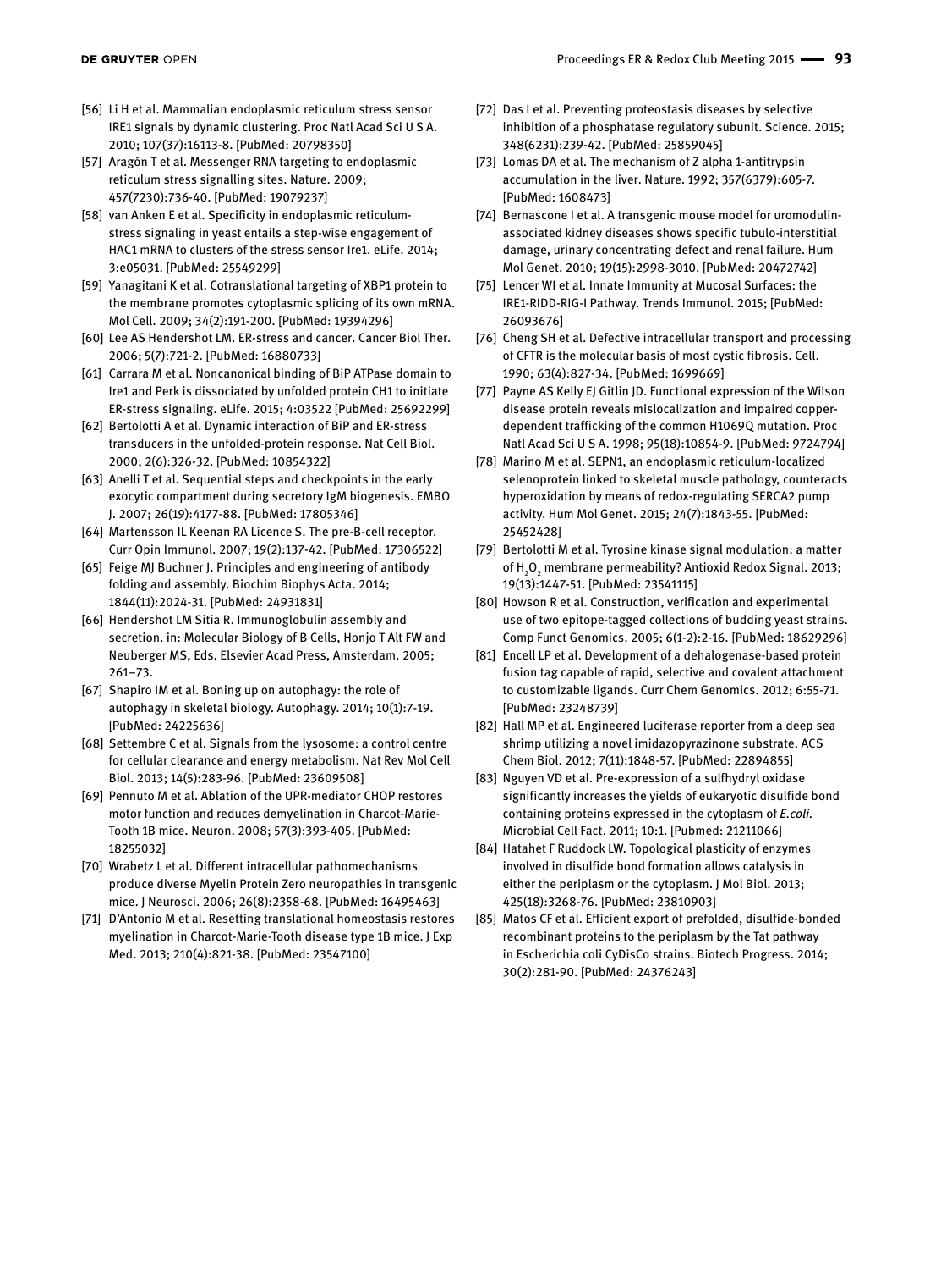[56] Li H et al. Mammalian endoplasmic reticulum stress sensor IRE1 signals by dynamic clustering. Proc Natl Acad Sci U S A. 2010; 107(37):16113-8. [PubMed: 20798350]

[57] Aragón T et al. Messenger RNA targeting to endoplasmic reticulum stress signalling sites. Nature. 2009; 457(7230):736-40. [PubMed: 19079237]

[58] van Anken E et al. Specificity in endoplasmic reticulum-stress signaling in yeast entails a step-wise engagement of HAC1 mRNA to clusters of the stress sensor Ire1. eLife. 2014; 3:e05031. [PubMed: 25549299]

[59] Yanagitani K et al. Cotranslational targeting of XBP1 protein to the membrane promotes cytoplasmic splicing of its own mRNA. Mol Cell. 2009; 34(2):191-200. [PubMed: 19394296]

[60] Lee AS Hendershot LM. ER-stress and cancer. Cancer Biol Ther. 2006; 5(7):721-2. [PubMed: 16880733]

[61] Carrara M et al. Noncanonical binding of BiP ATPase domain to Ire1 and Perk is dissociated by unfolded protein CH1 to initiate ER-stress signaling. eLife. 2015; 4:03522 [PubMed: 25692299]

[62] Bertolotti A et al. Dynamic interaction of BiP and ER-stress transducers in the unfolded-protein response. Nat Cell Biol. 2000; 2(6):326-32. [PubMed: 10854322]

[63] Anelli T et al. Sequential steps and checkpoints in the early exocytic compartment during secretory IgM biogenesis. EMBO J. 2007; 26(19):4177-88. [PubMed: 17805346]

[64] Martensson IL Keenan RA Licence S. The pre-B-cell receptor. Curr Opin Immunol. 2007; 19(2):137-42. [PubMed: 17306522]

[65] Feige MJ Buchner J. Principles and engineering of antibody folding and assembly. Biochim Biophys Acta. 2014; 1844(11):2024-31. [PubMed: 24931831]

[66] Hendershot LM Sitia R. Immunoglobulin assembly and secretion. in: Molecular Biology of B Cells, Honjo T Alt FW and Neuberger MS, Eds. Elsevier Acad Press, Amsterdam. 2005; 261–73.

[67] Shapiro IM et al. Boning up on autophagy: the role of autophagy in skeletal biology. Autophagy. 2014; 10(1):7-19. [PubMed: 24225636]

[68] Settembre C et al. Signals from the lysosome: a control centre for cellular clearance and energy metabolism. Nat Rev Mol Cell Biol. 2013; 14(5):283-96. [PubMed: 23609508]

[69] Pennuto M et al. Ablation of the UPR-mediator CHOP restores motor function and reduces demyelination in Charcot-Marie-Tooth 1B mice. Neuron. 2008; 57(3):393-405. [PubMed: 18255032]

[70] Wrabetz L et al. Different intracellular pathomechanisms produce diverse Myelin Protein Zero neuropathies in transgenic mice. J Neurosci. 2006; 26(8):2358-68. [PubMed: 16495463]

[71] D'Antonio M et al. Resetting translational homeostasis restores myelination in Charcot-Marie-Tooth disease type 1B mice. J Exp Med. 2013; 210(4):821-38. [PubMed: 23547100]

[72] Das I et al. Preventing proteostasis diseases by selective inhibition of a phosphatase regulatory subunit. Science. 2015; 348(6231):239-42. [PubMed: 25859045]

[73] Lomas DA et al. The mechanism of Z alpha 1-antitrypsin accumulation in the liver. Nature. 1992; 357(6379):605-7. [PubMed: 1608473]

[74] Bernascone I et al. A transgenic mouse model for uromodulin-associated kidney diseases shows specific tubulo-interstitial damage, urinary concentrating defect and renal failure. Hum Mol Genet. 2010; 19(15):2998-3010. [PubMed: 20472742]

[75] Lencer WI et al. Innate Immunity at Mucosal Surfaces: the IRE1-RIDD-RIG-I Pathway. Trends Immunol. 2015; [PubMed: 26093676]

[76] Cheng SH et al. Defective intracellular transport and processing of CFTR is the molecular basis of most cystic fibrosis. Cell. 1990; 63(4):827-34. [PubMed: 1699669]

[77] Payne AS Kelly EJ Gitlin JD. Functional expression of the Wilson disease protein reveals mislocalization and impaired copper-dependent trafficking of the common H1069Q mutation. Proc Natl Acad Sci U S A. 1998; 95(18):10854-9. [PubMed: 9724794]

[78] Marino M et al. SEPN1, an endoplasmic reticulum-localized selenoprotein linked to skeletal muscle pathology, counteracts hyperoxidation by means of redox-regulating SERCA2 pump activity. Hum Mol Genet. 2015; 24(7):1843-55. [PubMed: 25452428]

[79] Bertolotti M et al. Tyrosine kinase signal modulation: a matter of $H_2O_2$ membrane permeability? Antioxid Redox Signal. 2013; 19(13):1447-51. [PubMed: 23541115]

[80] Howson R et al. Construction, verification and experimental use of two epitope-tagged collections of budding yeast strains. Comp Funct Genomics. 2005; 6(1-2):2-16. [PubMed: 18629296]

[81] Encell LP et al. Development of a dehalogenase-based protein fusion tag capable of rapid, selective and covalent attachment to customizable ligands. Curr Chem Genomics. 2012; 6:55-71. [PubMed: 23248739]

[82] Hall MP et al. Engineered luciferase reporter from a deep sea shrimp utilizing a novel imidazopyrazinone substrate. ACS Chem Biol. 2012; 7(11):1848-57. [PubMed: 22894855]

[83] Nguyen VD et al. Pre-expression of a sulfhydryl oxidase significantly increases the yields of eukaryotic disulfide bond containing proteins expressed in the cytoplasm of *E.coli*. Microbial Cell Fact. 2011; 10:1. [Pubmed: 21211066]

[84] Hatahet F Ruddock LW. Topological plasticity of enzymes involved in disulfide bond formation allows catalysis in either the periplasm or the cytoplasm. J Mol Biol. 2013; 425(18):3268-76. [PubMed: 23810903]

[85] Matos CF et al. Efficient export of prefolded, disulfide-bonded recombinant proteins to the periplasm by the Tat pathway in Escherichia coli CyDisCo strains. Biotech Progress. 2014; 30(2):281-90. [PubMed: 24376243]